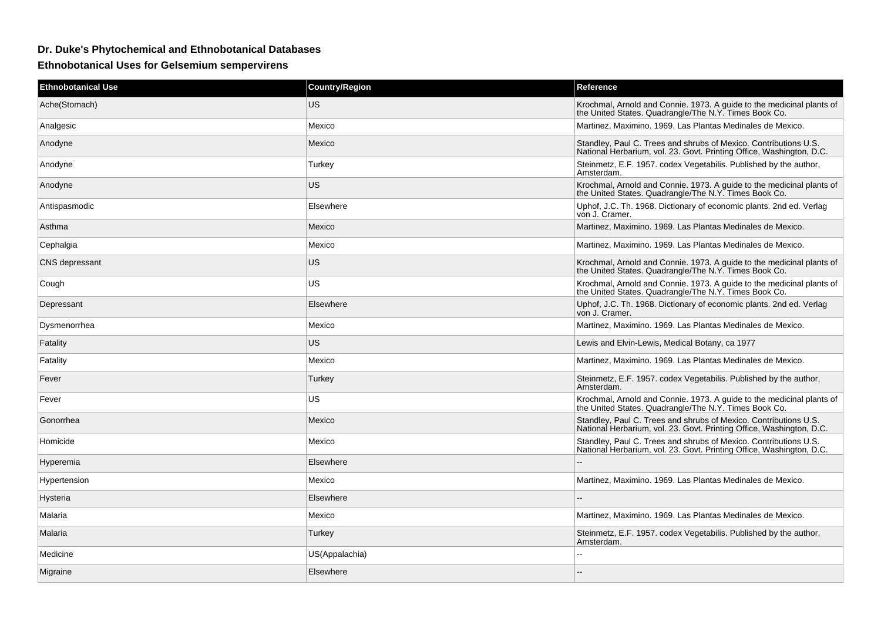## Dr. Duke's Phytochemical and Ethnobotanical Databases

### Ethnobotanical Uses for Gelsemium sempervirens

| Ethnobotanical Use | Country/Region | Reference |
|---|---|---|
| Ache(Stomach) | US | Krochmal, Arnold and Connie. 1973. A guide to the medicinal plants of the United States. Quadrangle/The N.Y. Times Book Co. |
| Analgesic | Mexico | Martinez, Maximino. 1969. Las Plantas Medinales de Mexico. |
| Anodyne | Mexico | Standley, Paul C. Trees and shrubs of Mexico. Contributions U.S. National Herbarium, vol. 23. Govt. Printing Office, Washington, D.C. |
| Anodyne | Turkey | Steinmetz, E.F. 1957. codex Vegetabilis. Published by the author, Amsterdam. |
| Anodyne | US | Krochmal, Arnold and Connie. 1973. A guide to the medicinal plants of the United States. Quadrangle/The N.Y. Times Book Co. |
| Antispasmodic | Elsewhere | Uphof, J.C. Th. 1968. Dictionary of economic plants. 2nd ed. Verlag von J. Cramer. |
| Asthma | Mexico | Martinez, Maximino. 1969. Las Plantas Medinales de Mexico. |
| Cephalgia | Mexico | Martinez, Maximino. 1969. Las Plantas Medinales de Mexico. |
| CNS depressant | US | Krochmal, Arnold and Connie. 1973. A guide to the medicinal plants of the United States. Quadrangle/The N.Y. Times Book Co. |
| Cough | US | Krochmal, Arnold and Connie. 1973. A guide to the medicinal plants of the United States. Quadrangle/The N.Y. Times Book Co. |
| Depressant | Elsewhere | Uphof, J.C. Th. 1968. Dictionary of economic plants. 2nd ed. Verlag von J. Cramer. |
| Dysmenorrhea | Mexico | Martinez, Maximino. 1969. Las Plantas Medinales de Mexico. |
| Fatality | US | Lewis and Elvin-Lewis, Medical Botany, ca 1977 |
| Fatality | Mexico | Martinez, Maximino. 1969. Las Plantas Medinales de Mexico. |
| Fever | Turkey | Steinmetz, E.F. 1957. codex Vegetabilis. Published by the author, Amsterdam. |
| Fever | US | Krochmal, Arnold and Connie. 1973. A guide to the medicinal plants of the United States. Quadrangle/The N.Y. Times Book Co. |
| Gonorrhea | Mexico | Standley, Paul C. Trees and shrubs of Mexico. Contributions U.S. National Herbarium, vol. 23. Govt. Printing Office, Washington, D.C. |
| Homicide | Mexico | Standley, Paul C. Trees and shrubs of Mexico. Contributions U.S. National Herbarium, vol. 23. Govt. Printing Office, Washington, D.C. |
| Hyperemia | Elsewhere | -- |
| Hypertension | Mexico | Martinez, Maximino. 1969. Las Plantas Medinales de Mexico. |
| Hysteria | Elsewhere | -- |
| Malaria | Mexico | Martinez, Maximino. 1969. Las Plantas Medinales de Mexico. |
| Malaria | Turkey | Steinmetz, E.F. 1957. codex Vegetabilis. Published by the author, Amsterdam. |
| Medicine | US(Appalachia) | -- |
| Migraine | Elsewhere | -- |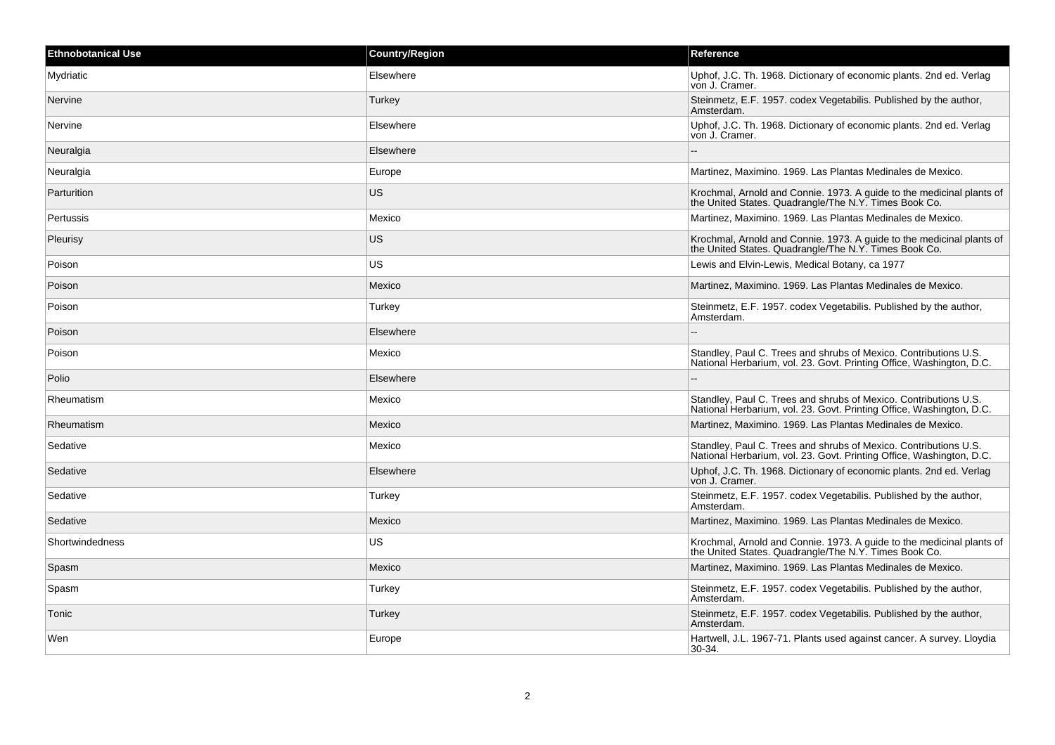| Ethnobotanical Use | Country/Region | Reference |
| --- | --- | --- |
| Mydriatic | Elsewhere | Uphof, J.C. Th. 1968. Dictionary of economic plants. 2nd ed. Verlag von J. Cramer. |
| Nervine | Turkey | Steinmetz, E.F. 1957. codex Vegetabilis. Published by the author, Amsterdam. |
| Nervine | Elsewhere | Uphof, J.C. Th. 1968. Dictionary of economic plants. 2nd ed. Verlag von J. Cramer. |
| Neuralgia | Elsewhere | -- |
| Neuralgia | Europe | Martinez, Maximino. 1969. Las Plantas Medinales de Mexico. |
| Parturition | US | Krochmal, Arnold and Connie. 1973. A guide to the medicinal plants of the United States. Quadrangle/The N.Y. Times Book Co. |
| Pertussis | Mexico | Martinez, Maximino. 1969. Las Plantas Medinales de Mexico. |
| Pleurisy | US | Krochmal, Arnold and Connie. 1973. A guide to the medicinal plants of the United States. Quadrangle/The N.Y. Times Book Co. |
| Poison | US | Lewis and Elvin-Lewis, Medical Botany, ca 1977 |
| Poison | Mexico | Martinez, Maximino. 1969. Las Plantas Medinales de Mexico. |
| Poison | Turkey | Steinmetz, E.F. 1957. codex Vegetabilis. Published by the author, Amsterdam. |
| Poison | Elsewhere | -- |
| Poison | Mexico | Standley, Paul C. Trees and shrubs of Mexico. Contributions U.S. National Herbarium, vol. 23. Govt. Printing Office, Washington, D.C. |
| Polio | Elsewhere | -- |
| Rheumatism | Mexico | Standley, Paul C. Trees and shrubs of Mexico. Contributions U.S. National Herbarium, vol. 23. Govt. Printing Office, Washington, D.C. |
| Rheumatism | Mexico | Martinez, Maximino. 1969. Las Plantas Medinales de Mexico. |
| Sedative | Mexico | Standley, Paul C. Trees and shrubs of Mexico. Contributions U.S. National Herbarium, vol. 23. Govt. Printing Office, Washington, D.C. |
| Sedative | Elsewhere | Uphof, J.C. Th. 1968. Dictionary of economic plants. 2nd ed. Verlag von J. Cramer. |
| Sedative | Turkey | Steinmetz, E.F. 1957. codex Vegetabilis. Published by the author, Amsterdam. |
| Sedative | Mexico | Martinez, Maximino. 1969. Las Plantas Medinales de Mexico. |
| Shortwindedness | US | Krochmal, Arnold and Connie. 1973. A guide to the medicinal plants of the United States. Quadrangle/The N.Y. Times Book Co. |
| Spasm | Mexico | Martinez, Maximino. 1969. Las Plantas Medinales de Mexico. |
| Spasm | Turkey | Steinmetz, E.F. 1957. codex Vegetabilis. Published by the author, Amsterdam. |
| Tonic | Turkey | Steinmetz, E.F. 1957. codex Vegetabilis. Published by the author, Amsterdam. |
| Wen | Europe | Hartwell, J.L. 1967-71. Plants used against cancer. A survey. Lloydia 30-34. |